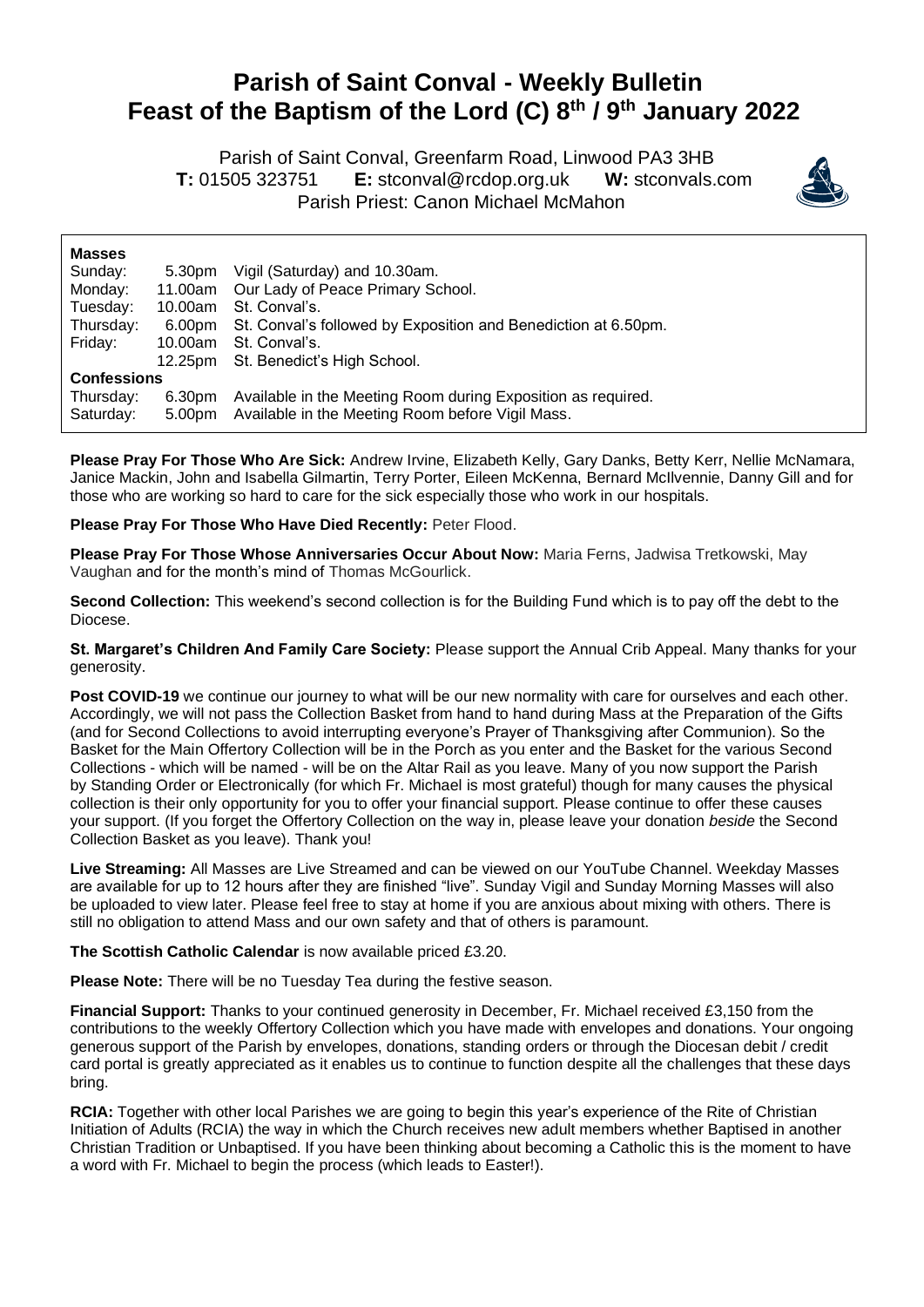# Parish of Saint Conval - Weekly Bulletin
# Feast of the Baptism of the Lord (C) 8th / 9th January 2022

Parish of Saint Conval, Greenfarm Road, Linwood PA3 3HB
**T:** 01505 323751 **E:** stconval@rcdop.org.uk **W:** stconvals.com
Parish Priest: Canon Michael McMahon

**Masses**

| | | |
|---|---|---|
| Sunday: | 5.30pm | Vigil (Saturday) and 10.30am. |
| Monday: | 11.00am | Our Lady of Peace Primary School. |
| Tuesday: | 10.00am | St. Conval's. |
| Thursday: | 6.00pm | St. Conval's followed by Exposition and Benediction at 6.50pm. |
| Friday: | 10.00am | St. Conval's. |
| | 12.25pm | St. Benedict's High School. |
| **Confessions** | | |
| Thursday: | 6.30pm | Available in the Meeting Room during Exposition as required. |
| Saturday: | 5.00pm | Available in the Meeting Room before Vigil Mass. |

**Please Pray For Those Who Are Sick:** Andrew Irvine, Elizabeth Kelly, Gary Danks, Betty Kerr, Nellie McNamara, Janice Mackin, John and Isabella Gilmartin, Terry Porter, Eileen McKenna, Bernard McIlvennie, Danny Gill and for those who are working so hard to care for the sick especially those who work in our hospitals.

**Please Pray For Those Who Have Died Recently:** Peter Flood.

**Please Pray For Those Whose Anniversaries Occur About Now:** Maria Ferns, Jadwisa Tretkowski, May Vaughan and for the month's mind of Thomas McGourlick.

**Second Collection:** This weekend's second collection is for the Building Fund which is to pay off the debt to the Diocese.

**St. Margaret's Children And Family Care Society:** Please support the Annual Crib Appeal. Many thanks for your generosity.

**Post COVID-19** we continue our journey to what will be our new normality with care for ourselves and each other. Accordingly, we will not pass the Collection Basket from hand to hand during Mass at the Preparation of the Gifts (and for Second Collections to avoid interrupting everyone's Prayer of Thanksgiving after Communion). So the Basket for the Main Offertory Collection will be in the Porch as you enter and the Basket for the various Second Collections - which will be named - will be on the Altar Rail as you leave. Many of you now support the Parish by Standing Order or Electronically (for which Fr. Michael is most grateful) though for many causes the physical collection is their only opportunity for you to offer your financial support. Please continue to offer these causes your support. (If you forget the Offertory Collection on the way in, please leave your donation *beside* the Second Collection Basket as you leave). Thank you!

**Live Streaming:** All Masses are Live Streamed and can be viewed on our YouTube Channel. Weekday Masses are available for up to 12 hours after they are finished "live". Sunday Vigil and Sunday Morning Masses will also be uploaded to view later. Please feel free to stay at home if you are anxious about mixing with others. There is still no obligation to attend Mass and our own safety and that of others is paramount.

**The Scottish Catholic Calendar** is now available priced £3.20.

**Please Note:** There will be no Tuesday Tea during the festive season.

**Financial Support:** Thanks to your continued generosity in December, Fr. Michael received £3,150 from the contributions to the weekly Offertory Collection which you have made with envelopes and donations. Your ongoing generous support of the Parish by envelopes, donations, standing orders or through the Diocesan debit / credit card portal is greatly appreciated as it enables us to continue to function despite all the challenges that these days bring.

**RCIA:** Together with other local Parishes we are going to begin this year's experience of the Rite of Christian Initiation of Adults (RCIA) the way in which the Church receives new adult members whether Baptised in another Christian Tradition or Unbaptised. If you have been thinking about becoming a Catholic this is the moment to have a word with Fr. Michael to begin the process (which leads to Easter!).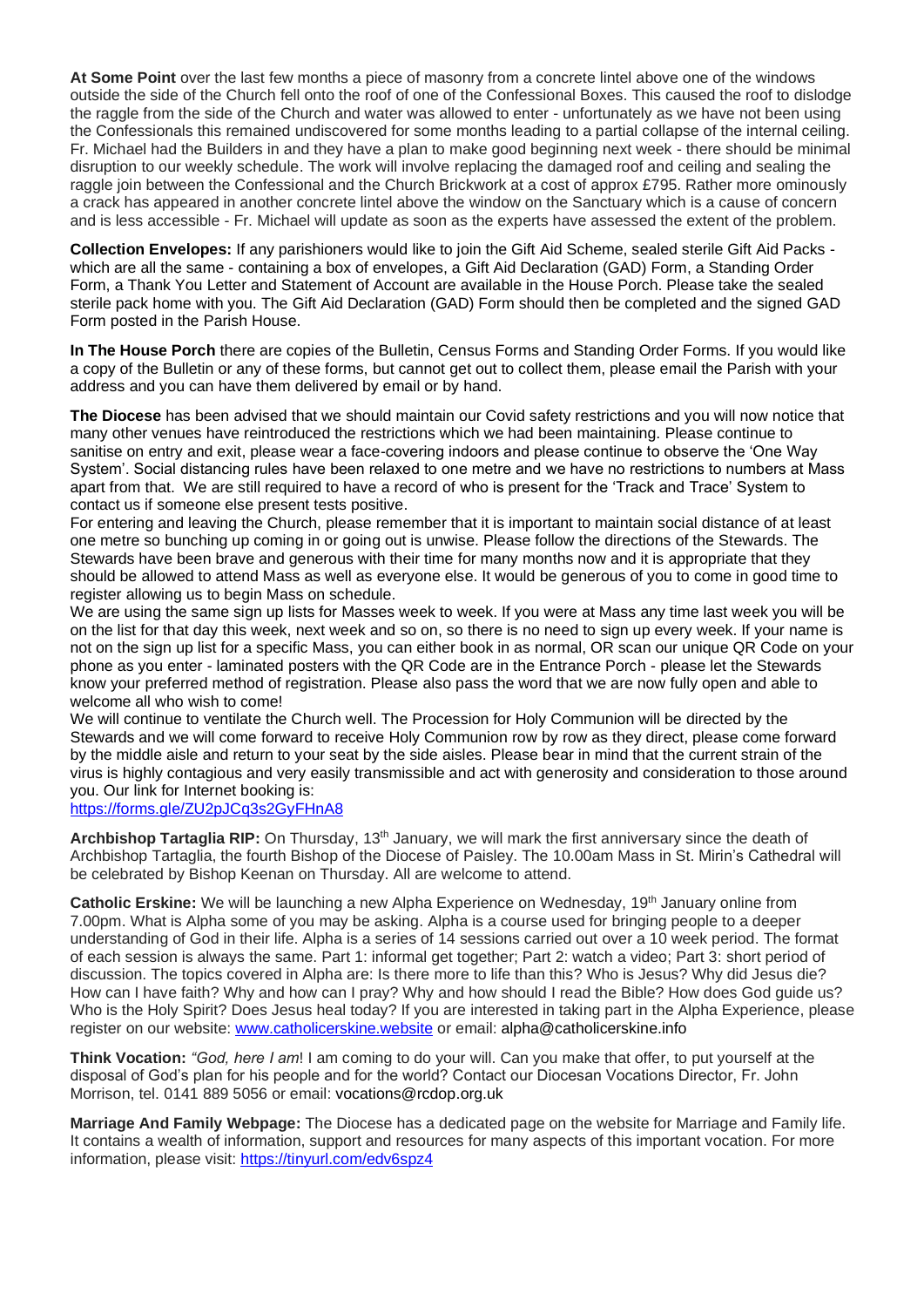**At Some Point** over the last few months a piece of masonry from a concrete lintel above one of the windows outside the side of the Church fell onto the roof of one of the Confessional Boxes. This caused the roof to dislodge the raggle from the side of the Church and water was allowed to enter - unfortunately as we have not been using the Confessionals this remained undiscovered for some months leading to a partial collapse of the internal ceiling. Fr. Michael had the Builders in and they have a plan to make good beginning next week - there should be minimal disruption to our weekly schedule. The work will involve replacing the damaged roof and ceiling and sealing the raggle join between the Confessional and the Church Brickwork at a cost of approx £795. Rather more ominously a crack has appeared in another concrete lintel above the window on the Sanctuary which is a cause of concern and is less accessible - Fr. Michael will update as soon as the experts have assessed the extent of the problem.

**Collection Envelopes:** If any parishioners would like to join the Gift Aid Scheme, sealed sterile Gift Aid Packs - which are all the same - containing a box of envelopes, a Gift Aid Declaration (GAD) Form, a Standing Order Form, a Thank You Letter and Statement of Account are available in the House Porch. Please take the sealed sterile pack home with you. The Gift Aid Declaration (GAD) Form should then be completed and the signed GAD Form posted in the Parish House.

**In The House Porch** there are copies of the Bulletin, Census Forms and Standing Order Forms. If you would like a copy of the Bulletin or any of these forms, but cannot get out to collect them, please email the Parish with your address and you can have them delivered by email or by hand.

**The Diocese** has been advised that we should maintain our Covid safety restrictions and you will now notice that many other venues have reintroduced the restrictions which we had been maintaining. Please continue to sanitise on entry and exit, please wear a face-covering indoors and please continue to observe the 'One Way System'. Social distancing rules have been relaxed to one metre and we have no restrictions to numbers at Mass apart from that. We are still required to have a record of who is present for the 'Track and Trace' System to contact us if someone else present tests positive.
For entering and leaving the Church, please remember that it is important to maintain social distance of at least one metre so bunching up coming in or going out is unwise. Please follow the directions of the Stewards. The Stewards have been brave and generous with their time for many months now and it is appropriate that they should be allowed to attend Mass as well as everyone else. It would be generous of you to come in good time to register allowing us to begin Mass on schedule.
We are using the same sign up lists for Masses week to week. If you were at Mass any time last week you will be on the list for that day this week, next week and so on, so there is no need to sign up every week. If your name is not on the sign up list for a specific Mass, you can either book in as normal, OR scan our unique QR Code on your phone as you enter - laminated posters with the QR Code are in the Entrance Porch - please let the Stewards know your preferred method of registration. Please also pass the word that we are now fully open and able to welcome all who wish to come!
We will continue to ventilate the Church well. The Procession for Holy Communion will be directed by the Stewards and we will come forward to receive Holy Communion row by row as they direct, please come forward by the middle aisle and return to your seat by the side aisles. Please bear in mind that the current strain of the virus is highly contagious and very easily transmissible and act with generosity and consideration to those around you. Our link for Internet booking is:
https://forms.gle/ZU2pJCq3s2GyFHnA8

**Archbishop Tartaglia RIP:** On Thursday, 13th January, we will mark the first anniversary since the death of Archbishop Tartaglia, the fourth Bishop of the Diocese of Paisley. The 10.00am Mass in St. Mirin's Cathedral will be celebrated by Bishop Keenan on Thursday. All are welcome to attend.

**Catholic Erskine:** We will be launching a new Alpha Experience on Wednesday, 19th January online from 7.00pm. What is Alpha some of you may be asking. Alpha is a course used for bringing people to a deeper understanding of God in their life. Alpha is a series of 14 sessions carried out over a 10 week period. The format of each session is always the same. Part 1: informal get together; Part 2: watch a video; Part 3: short period of discussion. The topics covered in Alpha are: Is there more to life than this? Who is Jesus? Why did Jesus die? How can I have faith? Why and how can I pray? Why and how should I read the Bible? How does God guide us? Who is the Holy Spirit? Does Jesus heal today? If you are interested in taking part in the Alpha Experience, please register on our website: www.catholicerskine.website or email: alpha@catholicerskine.info

**Think Vocation:** *"God, here I am*! I am coming to do your will. Can you make that offer, to put yourself at the disposal of God's plan for his people and for the world? Contact our Diocesan Vocations Director, Fr. John Morrison, tel. 0141 889 5056 or email: vocations@rcdop.org.uk

**Marriage And Family Webpage:** The Diocese has a dedicated page on the website for Marriage and Family life. It contains a wealth of information, support and resources for many aspects of this important vocation. For more information, please visit: https://tinyurl.com/edv6spz4